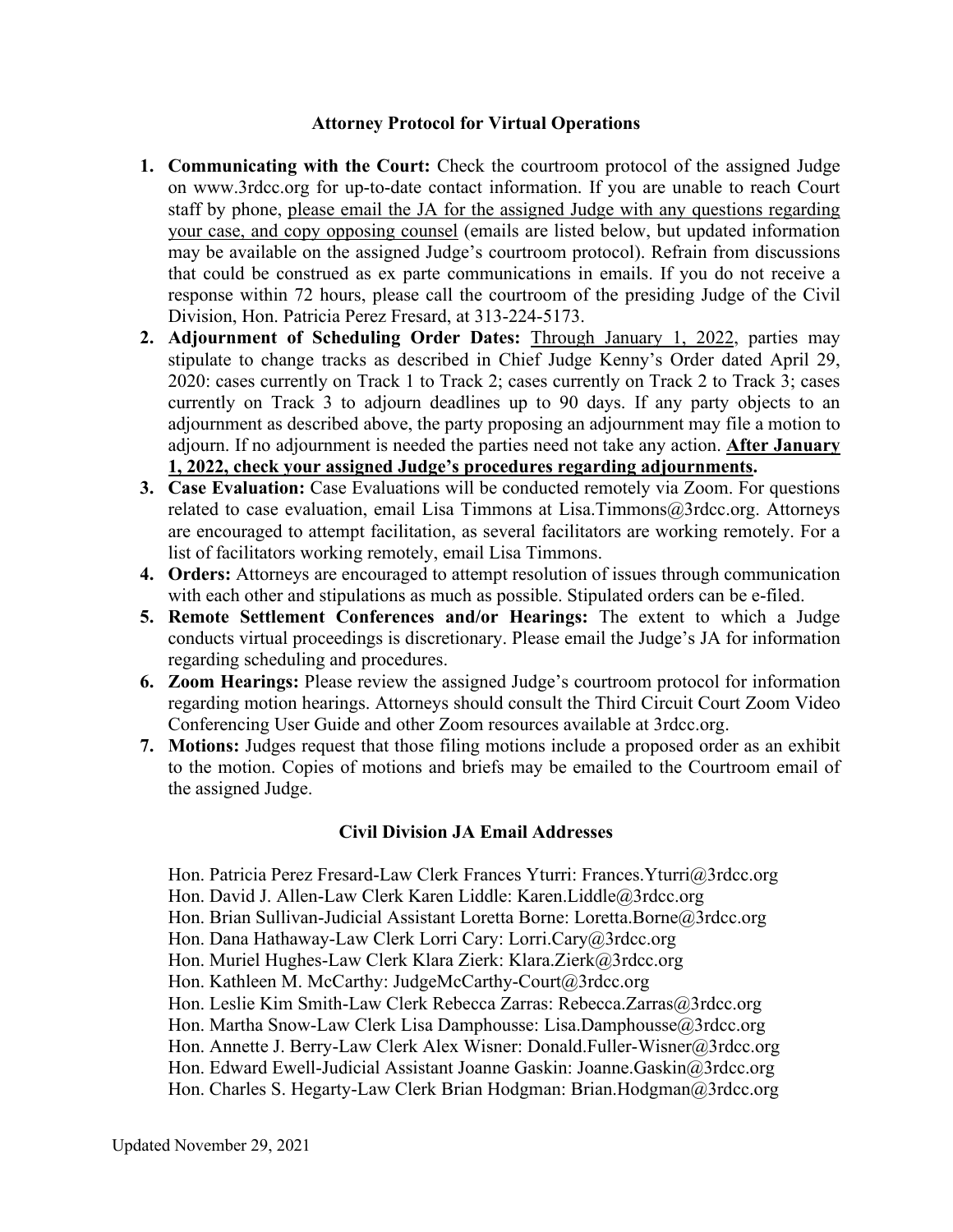## Attorney Protocol for Virtual Operations

1. **Communicating with the Court:** Check the courtroom protocol of the assigned Judge on www.3rdcc.org for up-to-date contact information. If you are unable to reach Court staff by phone, please email the JA for the assigned Judge with any questions regarding your case, and copy opposing counsel (emails are listed below, but updated information may be available on the assigned Judge's courtroom protocol). Refrain from discussions that could be construed as ex parte communications in emails. If you do not receive a response within 72 hours, please call the courtroom of the presiding Judge of the Civil Division, Hon. Patricia Perez Fresard, at 313-224-5173.
2. **Adjournment of Scheduling Order Dates:** Through January 1, 2022, parties may stipulate to change tracks as described in Chief Judge Kenny's Order dated April 29, 2020: cases currently on Track 1 to Track 2; cases currently on Track 2 to Track 3; cases currently on Track 3 to adjourn deadlines up to 90 days. If any party objects to an adjournment as described above, the party proposing an adjournment may file a motion to adjourn. If no adjournment is needed the parties need not take any action. **After January 1, 2022, check your assigned Judge's procedures regarding adjournments.**
3. **Case Evaluation:** Case Evaluations will be conducted remotely via Zoom. For questions related to case evaluation, email Lisa Timmons at Lisa.Timmons@3rdcc.org. Attorneys are encouraged to attempt facilitation, as several facilitators are working remotely. For a list of facilitators working remotely, email Lisa Timmons.
4. **Orders:** Attorneys are encouraged to attempt resolution of issues through communication with each other and stipulations as much as possible. Stipulated orders can be e-filed.
5. **Remote Settlement Conferences and/or Hearings:** The extent to which a Judge conducts virtual proceedings is discretionary. Please email the Judge's JA for information regarding scheduling and procedures.
6. **Zoom Hearings:** Please review the assigned Judge's courtroom protocol for information regarding motion hearings. Attorneys should consult the Third Circuit Court Zoom Video Conferencing User Guide and other Zoom resources available at 3rdcc.org.
7. **Motions:** Judges request that those filing motions include a proposed order as an exhibit to the motion. Copies of motions and briefs may be emailed to the Courtroom email of the assigned Judge.

## Civil Division JA Email Addresses

Hon. Patricia Perez Fresard-Law Clerk Frances Yturri: Frances.Yturri@3rdcc.org
Hon. David J. Allen-Law Clerk Karen Liddle: Karen.Liddle@3rdcc.org
Hon. Brian Sullivan-Judicial Assistant Loretta Borne: Loretta.Borne@3rdcc.org
Hon. Dana Hathaway-Law Clerk Lorri Cary: Lorri.Cary@3rdcc.org
Hon. Muriel Hughes-Law Clerk Klara Zierk: Klara.Zierk@3rdcc.org
Hon. Kathleen M. McCarthy: JudgeMcCarthy-Court@3rdcc.org
Hon. Leslie Kim Smith-Law Clerk Rebecca Zarras: Rebecca.Zarras@3rdcc.org
Hon. Martha Snow-Law Clerk Lisa Damphousse: Lisa.Damphousse@3rdcc.org
Hon. Annette J. Berry-Law Clerk Alex Wisner: Donald.Fuller-Wisner@3rdcc.org
Hon. Edward Ewell-Judicial Assistant Joanne Gaskin: Joanne.Gaskin@3rdcc.org
Hon. Charles S. Hegarty-Law Clerk Brian Hodgman: Brian.Hodgman@3rdcc.org

Updated November 29, 2021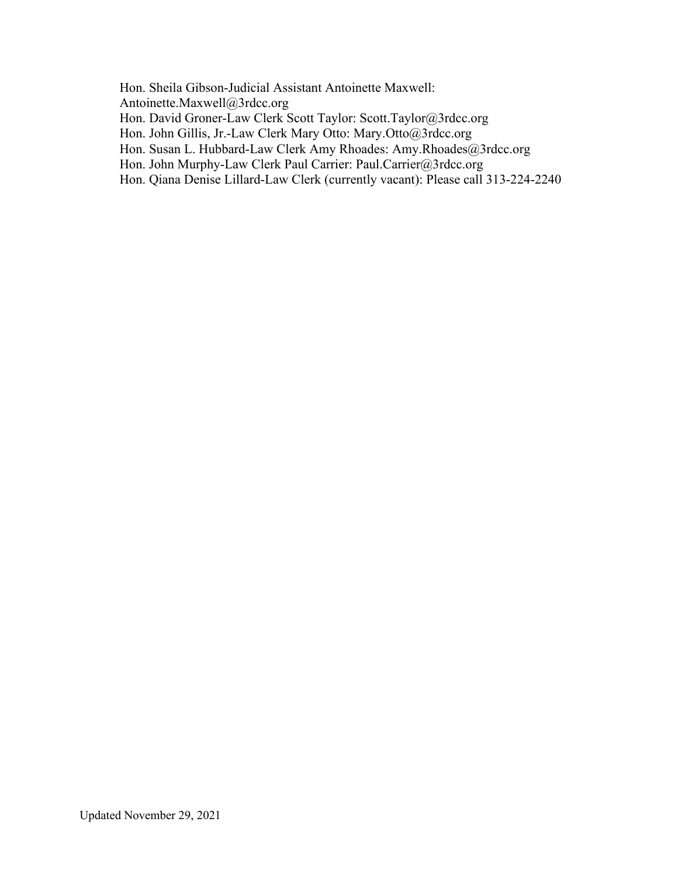Hon. Sheila Gibson-Judicial Assistant Antoinette Maxwell: Antoinette.Maxwell@3rdcc.org
Hon. David Groner-Law Clerk Scott Taylor: Scott.Taylor@3rdcc.org
Hon. John Gillis, Jr.-Law Clerk Mary Otto: Mary.Otto@3rdcc.org
Hon. Susan L. Hubbard-Law Clerk Amy Rhoades: Amy.Rhoades@3rdcc.org
Hon. John Murphy-Law Clerk Paul Carrier: Paul.Carrier@3rdcc.org
Hon. Qiana Denise Lillard-Law Clerk (currently vacant): Please call 313-224-2240

Updated November 29, 2021